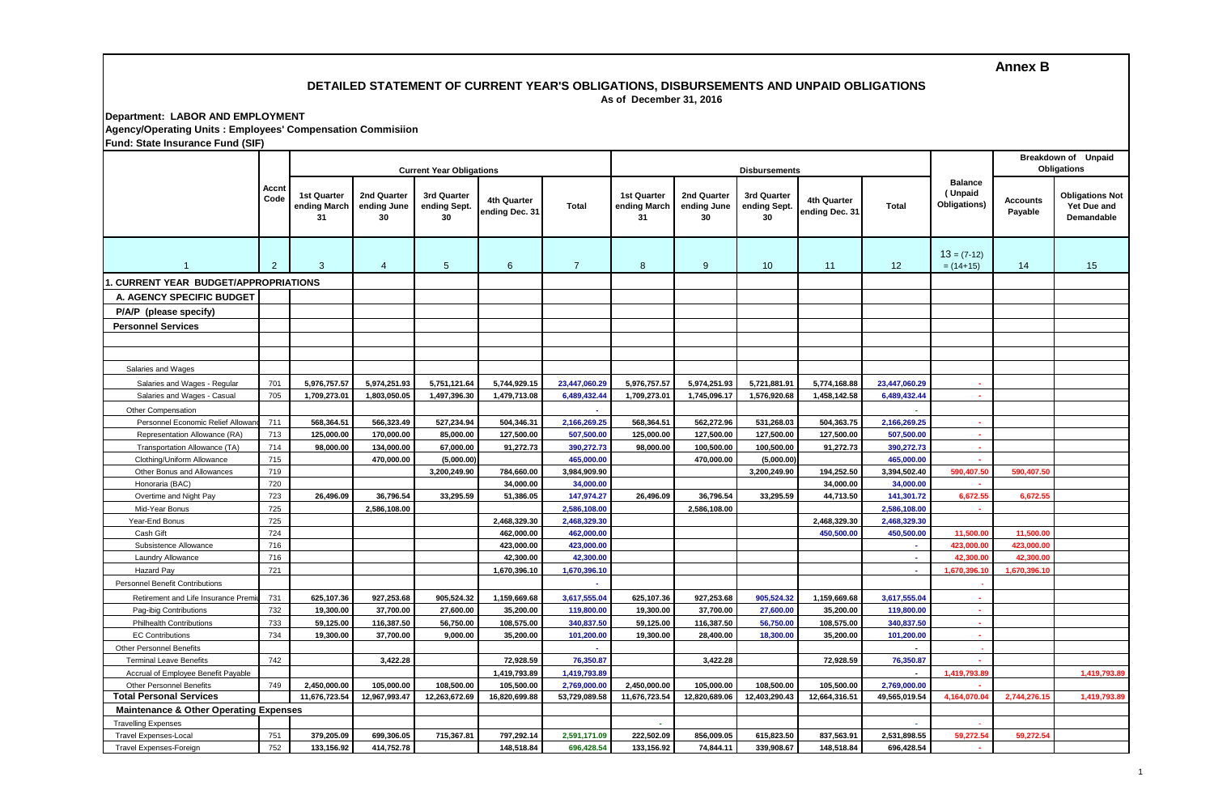**Annex B**

# DETAILED STATEMENT OF CURRENT YEAR'S OBLIGATIONS, DISBURSEMENTS AND UNPAID OBLIGATIONS

**As of December 31, 2016**

**Department: LABOR AND EMPLOYMENT**

**Agency/Operating Units : Employees' Compensation Commisiion**

**Fund: State Insurance Fund (SIF)**

| | Accnt Code | Current Year Obligations | | | | | Disbursements | | | | | Balance ( Unpaid Obligations) | Breakdown of Unpaid Obligations | |
|---|---|---|---|---|---|---|---|---|---|---|---|---|---|---|
| | | 1st Quarter ending March 31 | 2nd Quarter ending June 30 | 3rd Quarter ending Sept. 30 | 4th Quarter ending Dec. 31 | Total | 1st Quarter ending March 31 | 2nd Quarter ending June 30 | 3rd Quarter ending Sept. 30 | 4th Quarter ending Dec. 31 | Total | | Accounts Payable | Obligations Not Yet Due and Demandable |
| 1 | 2 | 3 | 4 | 5 | 6 | 7 | 8 | 9 | 10 | 11 | 12 | 13 = (7-12) = (14+15) | 14 | 15 |
| **1. CURRENT YEAR BUDGET/APPROPRIATIONS** | | | | | | | | | | | | | | |
| **A. AGENCY SPECIFIC BUDGET** | | | | | | | | | | | | | | |
| **P/A/P (please specify)** | | | | | | | | | | | | | | |
| **Personnel Services** | | | | | | | | | | | | | | |
| Salaries and Wages | | | | | | | | | | | | | | |
| Salaries and Wages - Regular | 701 | 5,976,757.57 | 5,974,251.93 | 5,751,121.64 | 5,744,929.15 | 23,447,060.29 | 5,976,757.57 | 5,974,251.93 | 5,721,881.91 | 5,774,168.88 | 23,447,060.29 | - | | |
| Salaries and Wages - Casual | 705 | 1,709,273.01 | 1,803,050.05 | 1,497,396.30 | 1,479,713.08 | 6,489,432.44 | 1,709,273.01 | 1,745,096.17 | 1,576,920.68 | 1,458,142.58 | 6,489,432.44 | - | | |
| Other Compensation | | | | | | - | | | | | - | | | |
| Personnel Economic Relief Allowance | 711 | 568,364.51 | 566,323.49 | 527,234.94 | 504,346.31 | 2,166,269.25 | 568,364.51 | 562,272.96 | 531,268.03 | 504,363.75 | 2,166,269.25 | - | | |
| Representation Allowance (RA) | 713 | 125,000.00 | 170,000.00 | 85,000.00 | 127,500.00 | 507,500.00 | 125,000.00 | 127,500.00 | 127,500.00 | 127,500.00 | 507,500.00 | - | | |
| Transportation Allowance (TA) | 714 | 98,000.00 | 134,000.00 | 67,000.00 | 91,272.73 | 390,272.73 | 98,000.00 | 100,500.00 | 100,500.00 | 91,272.73 | 390,272.73 | - | | |
| Clothing/Uniform Allowance | 715 | | 470,000.00 | (5,000.00) | | 465,000.00 | | 470,000.00 | (5,000.00) | | 465,000.00 | - | | |
| Other Bonus and Allowances | 719 | | | 3,200,249.90 | 784,660.00 | 3,984,909.90 | | | 3,200,249.90 | 194,252.50 | 3,394,502.40 | 590,407.50 | 590,407.50 | |
| Honoraria (BAC) | 720 | | | | 34,000.00 | 34,000.00 | | | | 34,000.00 | 34,000.00 | - | | |
| Overtime and Night Pay | 723 | 26,496.09 | 36,796.54 | 33,295.59 | 51,386.05 | 147,974.27 | 26,496.09 | 36,796.54 | 33,295.59 | 44,713.50 | 141,301.72 | 6,672.55 | 6,672.55 | |
| Mid-Year Bonus | 725 | | 2,586,108.00 | | | 2,586,108.00 | | 2,586,108.00 | | | 2,586,108.00 | - | | |
| Year-End Bonus | 725 | | | | 2,468,329.30 | 2,468,329.30 | | | | 2,468,329.30 | 2,468,329.30 | | | |
| Cash Gift | 724 | | | | 462,000.00 | 462,000.00 | | | | 450,500.00 | 450,500.00 | 11,500.00 | 11,500.00 | |
| Subsistence Allowance | 716 | | | | 423,000.00 | 423,000.00 | | | | | - | 423,000.00 | 423,000.00 | |
| Laundry Allowance | 716 | | | | 42,300.00 | 42,300.00 | | | | | - | 42,300.00 | 42,300.00 | |
| Hazard Pay | 721 | | | | 1,670,396.10 | 1,670,396.10 | | | | | - | 1,670,396.10 | 1,670,396.10 | |
| Personnel Benefit Contributions | | | | | | - | | | | | | - | | |
| Retirement and Life Insurance Premiums | 731 | 625,107.36 | 927,253.68 | 905,524.32 | 1,159,669.68 | 3,617,555.04 | 625,107.36 | 927,253.68 | 905,524.32 | 1,159,669.68 | 3,617,555.04 | - | | |
| Pag-ibig Contributions | 732 | 19,300.00 | 37,700.00 | 27,600.00 | 35,200.00 | 119,800.00 | 19,300.00 | 37,700.00 | 27,600.00 | 35,200.00 | 119,800.00 | - | | |
| Philhealth Contributions | 733 | 59,125.00 | 116,387.50 | 56,750.00 | 108,575.00 | 340,837.50 | 59,125.00 | 116,387.50 | 56,750.00 | 108,575.00 | 340,837.50 | - | | |
| EC Contributions | 734 | 19,300.00 | 37,700.00 | 9,000.00 | 35,200.00 | 101,200.00 | 19,300.00 | 28,400.00 | 18,300.00 | 35,200.00 | 101,200.00 | - | | |
| Other Personnel Benefits | | | | | | - | | | | | - | - | | |
| Terminal Leave Benefits | 742 | | 3,422.28 | | 72,928.59 | 76,350.87 | | 3,422.28 | | 72,928.59 | 76,350.87 | - | | |
| Accrual of Employee Benefit Payable | | | | | 1,419,793.89 | 1,419,793.89 | | | | | - | 1,419,793.89 | | 1,419,793.89 |
| Other Personnel Benefits | 749 | 2,450,000.00 | 105,000.00 | 108,500.00 | 105,500.00 | 2,769,000.00 | 2,450,000.00 | 105,000.00 | 108,500.00 | 105,500.00 | 2,769,000.00 | - | | |
| **Total Personal Services** | | 11,676,723.54 | 12,967,993.47 | 12,263,672.69 | 16,820,699.88 | 53,729,089.58 | 11,676,723.54 | 12,820,689.06 | 12,403,290.43 | 12,664,316.51 | 49,565,019.54 | 4,164,070.04 | 2,744,276.15 | 1,419,793.89 |
| **Maintenance & Other Operating Expenses** | | | | | | | | | | | | | | |
| Travelling Expenses | | | | | | | - | | | | - | - | | |
| Travel Expenses-Local | 751 | 379,205.09 | 699,306.05 | 715,367.81 | 797,292.14 | 2,591,171.09 | 222,502.09 | 856,009.05 | 615,823.50 | 837,563.91 | 2,531,898.55 | 59,272.54 | 59,272.54 | |
| Travel Expenses-Foreign | 752 | 133,156.92 | 414,752.78 | | 148,518.84 | 696,428.54 | 133,156.92 | 74,844.11 | 339,908.67 | 148,518.84 | 696,428.54 | - | | |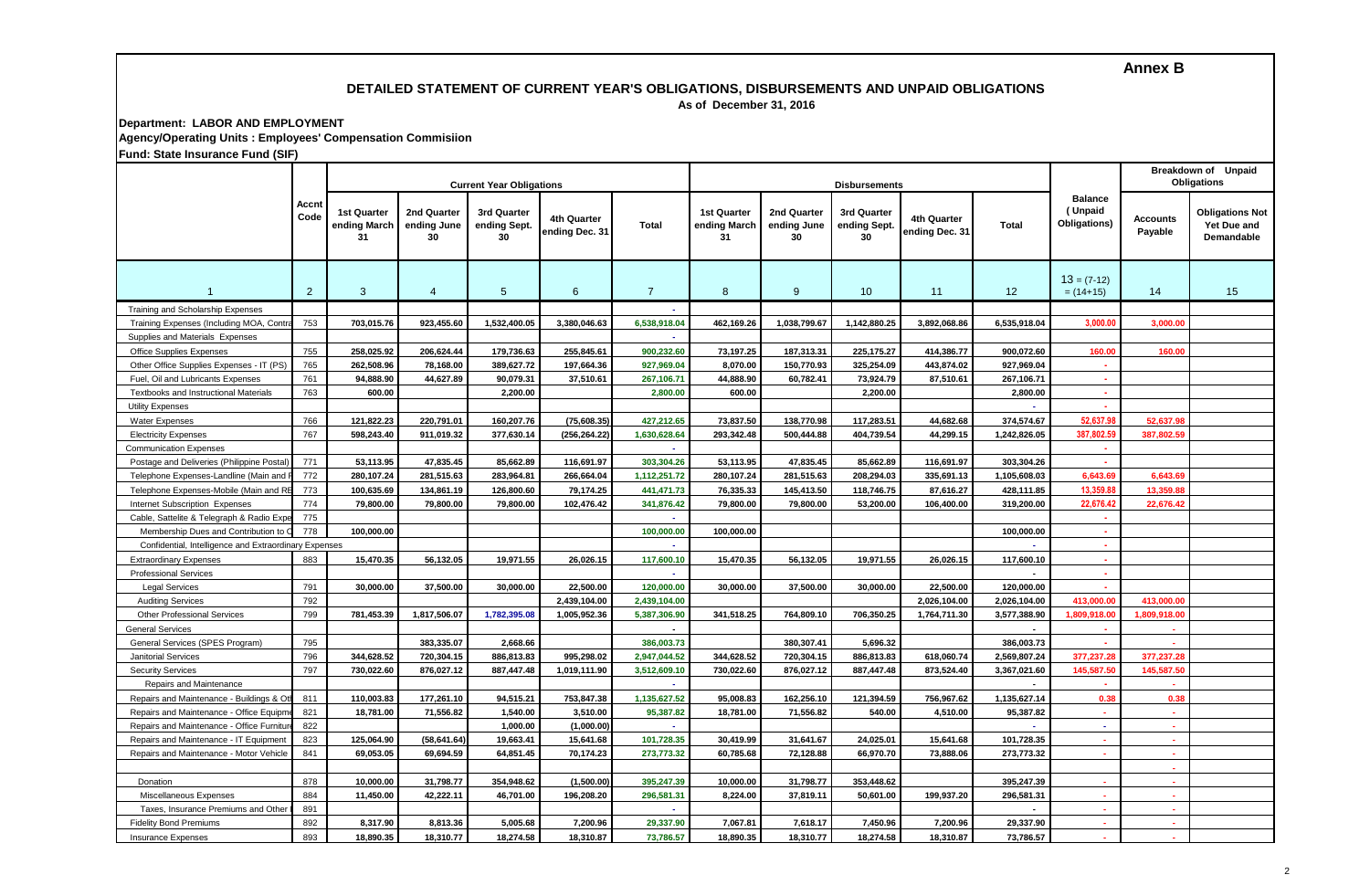**Annex B**

# DETAILED STATEMENT OF CURRENT YEAR'S OBLIGATIONS, DISBURSEMENTS AND UNPAID OBLIGATIONS

As of December 31, 2016

**Department: LABOR AND EMPLOYMENT**

**Agency/Operating Units : Employees' Compensation Commisiion**

**Fund: State Insurance Fund (SIF)**

| | Accnt Code | Current Year Obligations | | | | | Disbursements | | | | | Balance (Unpaid Obligations) | Breakdown of Unpaid Obligations | |
|---|---|---|---|---|---|---|---|---|---|---|---|---|---|---|
| | | 1st Quarter ending March 31 | 2nd Quarter ending June 30 | 3rd Quarter ending Sept. 30 | 4th Quarter ending Dec. 31 | Total | 1st Quarter ending March 31 | 2nd Quarter ending June 30 | 3rd Quarter ending Sept. 30 | 4th Quarter ending Dec. 31 | Total | | Accounts Payable | Obligations Not Yet Due and Demandable |
| 1 | 2 | 3 | 4 | 5 | 6 | 7 | 8 | 9 | 10 | 11 | 12 | 13 = (7-12) = (14+15) | 14 | 15 |
| Training and Scholarship Expenses | | | | | | - | | | | | | | | |
| Training Expenses (Including MOA, Contra | 753 | 703,015.76 | 923,455.60 | 1,532,400.05 | 3,380,046.63 | 6,538,918.04 | 462,169.26 | 1,038,799.67 | 1,142,880.25 | 3,892,068.86 | 6,535,918.04 | 3,000.00 | 3,000.00 | |
| Supplies and Materials Expenses | | | | | | - | | | | | | | | |
| Office Supplies Expenses | 755 | 258,025.92 | 206,624.44 | 179,736.63 | 255,845.61 | 900,232.60 | 73,197.25 | 187,313.31 | 225,175.27 | 414,386.77 | 900,072.60 | 160.00 | 160.00 | |
| Other Office Supplies Expenses - IT (PS) | 765 | 262,508.96 | 78,168.00 | 389,627.72 | 197,664.36 | 927,969.04 | 8,070.00 | 150,770.93 | 325,254.09 | 443,874.02 | 927,969.04 | - | | |
| Fuel, Oil and Lubricants Expenses | 761 | 94,888.90 | 44,627.89 | 90,079.31 | 37,510.61 | 267,106.71 | 44,888.90 | 60,782.41 | 73,924.79 | 87,510.61 | 267,106.71 | - | | |
| Textbooks and Instructional Materials | 763 | 600.00 | | 2,200.00 | | 2,800.00 | 600.00 | | 2,200.00 | | 2,800.00 | - | | |
| Utility Expenses | | | | | | | | | | | - | - | | |
| Water Expenses | 766 | 121,822.23 | 220,791.01 | 160,207.76 | (75,608.35) | 427,212.65 | 73,837.50 | 138,770.98 | 117,283.51 | 44,682.68 | 374,574.67 | 52,637.98 | 52,637.98 | |
| Electricity Expenses | 767 | 598,243.40 | 911,019.32 | 377,630.14 | (256,264.22) | 1,630,628.64 | 293,342.48 | 500,444.88 | 404,739.54 | 44,299.15 | 1,242,826.05 | 387,802.59 | 387,802.59 | |
| Communication Expenses | | | | | | - | | | | | | - | | |
| Postage and Deliveries (Philippine Postal) | 771 | 53,113.95 | 47,835.45 | 85,662.89 | 116,691.97 | 303,304.26 | 53,113.95 | 47,835.45 | 85,662.89 | 116,691.97 | 303,304.26 | - | | |
| Telephone Expenses-Landline (Main and F | 772 | 280,107.24 | 281,515.63 | 283,964.81 | 266,664.04 | 1,112,251.72 | 280,107.24 | 281,515.63 | 208,294.03 | 335,691.13 | 1,105,608.03 | 6,643.69 | 6,643.69 | |
| Telephone Expenses-Mobile (Main and RE | 773 | 100,635.69 | 134,861.19 | 126,800.60 | 79,174.25 | 441,471.73 | 76,335.33 | 145,413.50 | 118,746.75 | 87,616.27 | 428,111.85 | 13,359.88 | 13,359.88 | |
| Internet Subscription Expenses | 774 | 79,800.00 | 79,800.00 | 79,800.00 | 102,476.42 | 341,876.42 | 79,800.00 | 79,800.00 | 53,200.00 | 106,400.00 | 319,200.00 | 22,676.42 | 22,676.42 | |
| Cable, Sattelite & Telegraph & Radio Expe | 775 | | | | | - | | | | | | - | | |
| Membership Dues and Contribution to O | 778 | 100,000.00 | | | | 100,000.00 | 100,000.00 | | | | 100,000.00 | - | | |
| Confidential, Intelligence and Extraordinary Expenses | | | | | | - | | | | | - | - | | |
| Extraordinary Expenses | 883 | 15,470.35 | 56,132.05 | 19,971.55 | 26,026.15 | 117,600.10 | 15,470.35 | 56,132.05 | 19,971.55 | 26,026.15 | 117,600.10 | - | | |
| Professional Services | | | | | | - | | | | | - | - | | |
| Legal Services | 791 | 30,000.00 | 37,500.00 | 30,000.00 | 22,500.00 | 120,000.00 | 30,000.00 | 37,500.00 | 30,000.00 | 22,500.00 | 120,000.00 | - | | |
| Auditing Services | 792 | | | | 2,439,104.00 | 2,439,104.00 | | | | 2,026,104.00 | 2,026,104.00 | 413,000.00 | 413,000.00 | |
| Other Professional Services | 799 | 781,453.39 | 1,817,506.07 | 1,782,395.08 | 1,005,952.36 | 5,387,306.90 | 341,518.25 | 764,809.10 | 706,350.25 | 1,764,711.30 | 3,577,388.90 | 1,809,918.00 | 1,809,918.00 | |
| General Services | | | | | | - | | | | | - | - | - | |
| General Services (SPES Program) | 795 | | 383,335.07 | 2,668.66 | | 386,003.73 | | 380,307.41 | 5,696.32 | | 386,003.73 | - | - | |
| Janitorial Services | 796 | 344,628.52 | 720,304.15 | 886,813.83 | 995,298.02 | 2,947,044.52 | 344,628.52 | 720,304.15 | 886,813.83 | 618,060.74 | 2,569,807.24 | 377,237.28 | 377,237.28 | |
| Security Services | 797 | 730,022.60 | 876,027.12 | 887,447.48 | 1,019,111.90 | 3,512,609.10 | 730,022.60 | 876,027.12 | 887,447.48 | 873,524.40 | 3,367,021.60 | 145,587.50 | 145,587.50 | |
| Repairs and Maintenance | | | | | | - | | | | | - | - | - | |
| Repairs and Maintenance - Buildings & Ot | 811 | 110,003.83 | 177,261.10 | 94,515.21 | 753,847.38 | 1,135,627.52 | 95,008.83 | 162,256.10 | 121,394.59 | 756,967.62 | 1,135,627.14 | 0.38 | 0.38 | |
| Repairs and Maintenance - Office Equipme | 821 | 18,781.00 | 71,556.82 | 1,540.00 | 3,510.00 | 95,387.82 | 18,781.00 | 71,556.82 | 540.00 | 4,510.00 | 95,387.82 | - | - | |
| Repairs and Maintenance - Office Furnitur | 822 | | | 1,000.00 | (1,000.00) | - | | | | | - | - | - | |
| Repairs and Maintenance - IT Equipment | 823 | 125,064.90 | (58,641.64) | 19,663.41 | 15,641.68 | 101,728.35 | 30,419.99 | 31,641.67 | 24,025.01 | 15,641.68 | 101,728.35 | - | - | |
| Repairs and Maintenance - Motor Vehicle | 841 | 69,053.05 | 69,694.59 | 64,851.45 | 70,174.23 | 273,773.32 | 60,785.68 | 72,128.88 | 66,970.70 | 73,888.06 | 273,773.32 | - | - | |
| | | | | | | | | | | | | | - | |
| Donation | 878 | 10,000.00 | 31,798.77 | 354,948.62 | (1,500.00) | 395,247.39 | 10,000.00 | 31,798.77 | 353,448.62 | | 395,247.39 | - | - | |
| Miscellaneous Expenses | 884 | 11,450.00 | 42,222.11 | 46,701.00 | 196,208.20 | 296,581.31 | 8,224.00 | 37,819.11 | 50,601.00 | 199,937.20 | 296,581.31 | - | - | |
| Taxes, Insurance Premiums and Other | 891 | | | | | - | | | | | - | - | - | |
| Fidelity Bond Premiums | 892 | 8,317.90 | 8,813.36 | 5,005.68 | 7,200.96 | 29,337.90 | 7,067.81 | 7,618.17 | 7,450.96 | 7,200.96 | 29,337.90 | - | - | |
| Insurance Expenses | 893 | 18,890.35 | 18,310.77 | 18,274.58 | 18,310.87 | 73,786.57 | 18,890.35 | 18,310.77 | 18,274.58 | 18,310.87 | 73,786.57 | - | - | |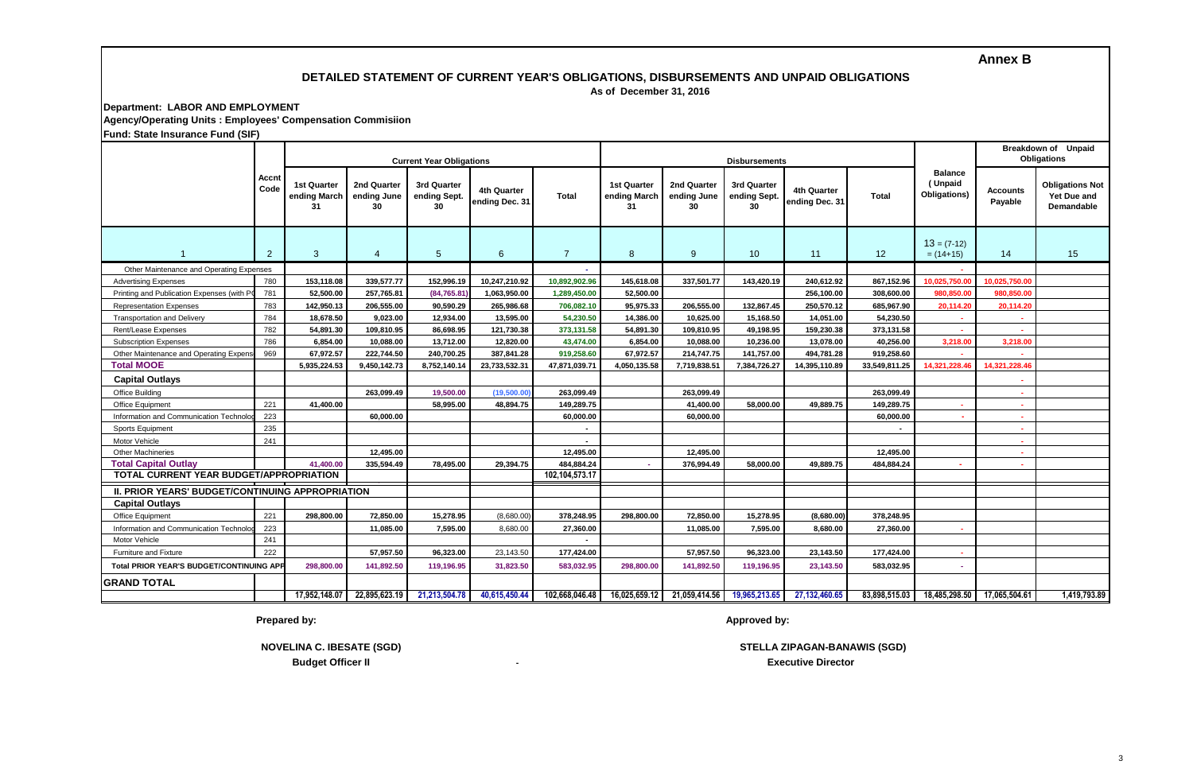**Annex B**

# DETAILED STATEMENT OF CURRENT YEAR'S OBLIGATIONS, DISBURSEMENTS AND UNPAID OBLIGATIONS

As of December 31, 2016

**Department: LABOR AND EMPLOYMENT**

**Agency/Operating Units : Employees' Compensation Commisiion**

**Fund: State Insurance Fund (SIF)**

| | Accnt Code | Current Year Obligations | | | | | Disbursements | | | | | Balance (Unpaid Obligations) | Breakdown of Unpaid Obligations | |
|---|---|---|---|---|---|---|---|---|---|---|---|---|---|---|
| | | 1st Quarter ending March 31 | 2nd Quarter ending June 30 | 3rd Quarter ending Sept. 30 | 4th Quarter ending Dec. 31 | Total | 1st Quarter ending March 31 | 2nd Quarter ending June 30 | 3rd Quarter ending Sept. 30 | 4th Quarter ending Dec. 31 | Total | | Accounts Payable | Obligations Not Yet Due and Demandable |
| 1 | 2 | 3 | 4 | 5 | 6 | 7 | 8 | 9 | 10 | 11 | 12 | 13 = (7-12) = (14+15) | 14 | 15 |
| Other Maintenance and Operating Expenses | | | | | | - | | | | | | - | | |
| Advertising Expenses | 780 | 153,118.08 | 339,577.77 | 152,996.19 | 10,247,210.92 | 10,892,902.96 | 145,618.08 | 337,501.77 | 143,420.19 | 240,612.92 | 867,152.96 | 10,025,750.00 | 10,025,750.00 | |
| Printing and Publication Expenses (with P | 781 | 52,500.00 | 257,765.81 | (84,765.81) | 1,063,950.00 | 1,289,450.00 | 52,500.00 | | | 256,100.00 | 308,600.00 | 980,850.00 | 980,850.00 | |
| Representation Expenses | 783 | 142,950.13 | 206,555.00 | 90,590.29 | 265,986.68 | 706,082.10 | 95,975.33 | 206,555.00 | 132,867.45 | 250,570.12 | 685,967.90 | 20,114.20 | 20,114.20 | |
| Transportation and Delivery | 784 | 18,678.50 | 9,023.00 | 12,934.00 | 13,595.00 | 54,230.50 | 14,386.00 | 10,625.00 | 15,168.50 | 14,051.00 | 54,230.50 | - | - | |
| Rent/Lease Expenses | 782 | 54,891.30 | 109,810.95 | 86,698.95 | 121,730.38 | 373,131.58 | 54,891.30 | 109,810.95 | 49,198.95 | 159,230.38 | 373,131.58 | - | - | |
| Subscription Expenses | 786 | 6,854.00 | 10,088.00 | 13,712.00 | 12,820.00 | 43,474.00 | 6,854.00 | 10,088.00 | 10,236.00 | 13,078.00 | 40,256.00 | 3,218.00 | 3,218.00 | |
| Other Maintenance and Operating Expens | 969 | 67,972.57 | 222,744.50 | 240,700.25 | 387,841.28 | 919,258.60 | 67,972.57 | 214,747.75 | 141,757.00 | 494,781.28 | 919,258.60 | - | - | |
| **Total MOOE** | | 5,935,224.53 | 9,450,142.73 | 8,752,140.14 | 23,733,532.31 | 47,871,039.71 | 4,050,135.58 | 7,719,838.51 | 7,384,726.27 | 14,395,110.89 | 33,549,811.25 | 14,321,228.46 | 14,321,228.46 | |
| **Capital Outlays** | | | | | | | | | | | | | - | |
| Office Building | | | 263,099.49 | 19,500.00 | (19,500.00) | 263,099.49 | | 263,099.49 | | | 263,099.49 | | - | |
| Office Equipment | 221 | 41,400.00 | | 58,995.00 | 48,894.75 | 149,289.75 | | 41,400.00 | 58,000.00 | 49,889.75 | 149,289.75 | - | - | |
| Information and Communication Technolog | 223 | | 60,000.00 | | | 60,000.00 | | 60,000.00 | | | 60,000.00 | - | - | |
| Sports Equipment | 235 | | | | | - | | | | | - | | - | |
| Motor Vehicle | 241 | | | | | - | | | | | | | - | |
| Other Machineries | | | 12,495.00 | | | 12,495.00 | | 12,495.00 | | | 12,495.00 | | - | |
| **Total Capital Outlay** | | 41,400.00 | 335,594.49 | 78,495.00 | 29,394.75 | 484,884.24 | - | 376,994.49 | 58,000.00 | 49,889.75 | 484,884.24 | - | - | |
| **TOTAL CURRENT YEAR BUDGET/APPROPRIATION** | | | | | | 102,104,573.17 | | | | | | | | |
| **II. PRIOR YEARS' BUDGET/CONTINUING APPROPRIATION** | | | | | | | | | | | | | | |
| **Capital Outlays** | | | | | | | | | | | | | | |
| Office Equipment | 221 | 298,800.00 | 72,850.00 | 15,278.95 | (8,680.00) | 378,248.95 | 298,800.00 | 72,850.00 | 15,278.95 | (8,680.00) | 378,248.95 | | | |
| Information and Communication Technolog | 223 | | 11,085.00 | 7,595.00 | 8,680.00 | 27,360.00 | | 11,085.00 | 7,595.00 | 8,680.00 | 27,360.00 | - | | |
| Motor Vehicle | 241 | | | | | - | | | | | | | | |
| Furniture and Fixture | 222 | | 57,957.50 | 96,323.00 | 23,143.50 | 177,424.00 | | 57,957.50 | 96,323.00 | 23,143.50 | 177,424.00 | - | | |
| **Total PRIOR YEAR'S BUDGET/CONTINUING APP** | | 298,800.00 | 141,892.50 | 119,196.95 | 31,823.50 | 583,032.95 | 298,800.00 | 141,892.50 | 119,196.95 | 23,143.50 | 583,032.95 | - | | |
| **GRAND TOTAL** | | | | | | | | | | | | | | |
| | | 17,952,148.07 | 22,895,623.19 | 21,213,504.78 | 40,615,450.44 | 102,668,046.48 | 16,025,659.12 | 21,059,414.56 | 19,965,213.65 | 27,132,460.65 | 83,898,515.03 | 18,485,298.50 | 17,065,504.61 | 1,419,793.89 |

Prepared by:

**NOVELINA C. IBESATE (SGD)**
**Budget Officer II**

Approved by:

**STELLA ZIPAGAN-BANAWIS (SGD)**
**Executive Director**